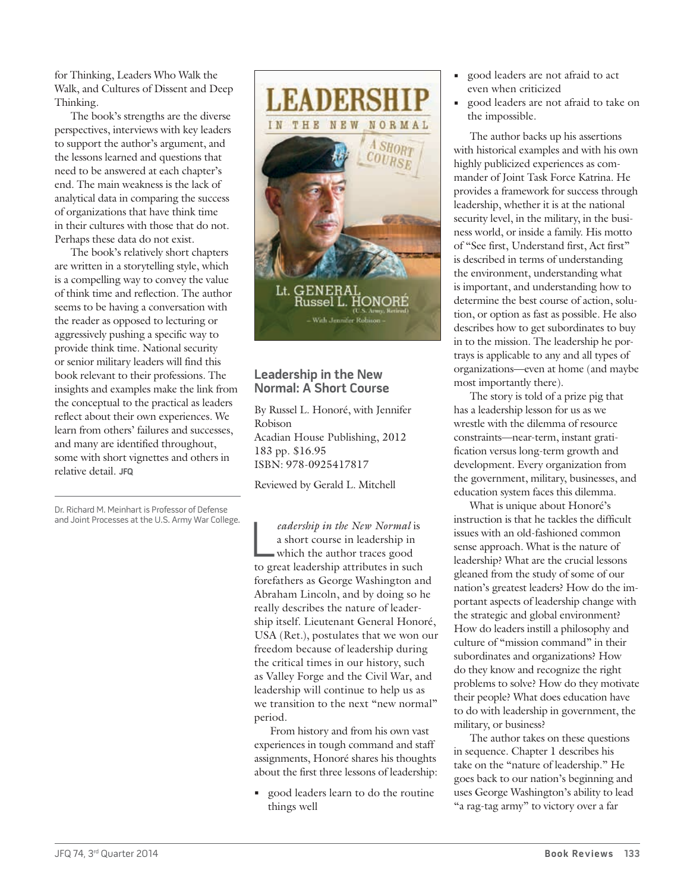for Thinking, Leaders Who Walk the Walk, and Cultures of Dissent and Deep Thinking.

The book's strengths are the diverse perspectives, interviews with key leaders to support the author's argument, and the lessons learned and questions that need to be answered at each chapter's end. The main weakness is the lack of analytical data in comparing the success of organizations that have think time in their cultures with those that do not. Perhaps these data do not exist.

The book's relatively short chapters are written in a storytelling style, which is a compelling way to convey the value of think time and reflection. The author seems to be having a conversation with the reader as opposed to lecturing or aggressively pushing a specific way to provide think time. National security or senior military leaders will find this book relevant to their professions. The insights and examples make the link from the conceptual to the practical as leaders reflect about their own experiences. We learn from others' failures and successes, and many are identified throughout, some with short vignettes and others in relative detail. **JFQ**

---

Dr. Richard M. Meinhart is Professor of Defense and Joint Processes at the U.S. Army War College.

## Leadership in the New Normal: A Short Course

By Russel L. Honoré, with Jennifer Robison
Acadian House Publishing, 2012
183 pp. $16.95
ISBN: 978-0925417817

Reviewed by Gerald L. Mitchell

*Leadership in the New Normal* is a short course in leadership in which the author traces good to great leadership attributes in such forefathers as George Washington and Abraham Lincoln, and by doing so he really describes the nature of leadership itself. Lieutenant General Honoré, USA (Ret.), postulates that we won our freedom because of leadership during the critical times in our history, such as Valley Forge and the Civil War, and leadership will continue to help us as we transition to the next "new normal" period.

From history and from his own vast experiences in tough command and staff assignments, Honoré shares his thoughts about the first three lessons of leadership:

- good leaders learn to do the routine things well
- good leaders are not afraid to act even when criticized
- good leaders are not afraid to take on the impossible.

The author backs up his assertions with historical examples and with his own highly publicized experiences as commander of Joint Task Force Katrina. He provides a framework for success through leadership, whether it is at the national security level, in the military, in the business world, or inside a family. His motto of "See first, Understand first, Act first" is described in terms of understanding the environment, understanding what is important, and understanding how to determine the best course of action, solution, or option as fast as possible. He also describes how to get subordinates to buy in to the mission. The leadership he portrays is applicable to any and all types of organizations—even at home (and maybe most importantly there).

The story is told of a prize pig that has a leadership lesson for us as we wrestle with the dilemma of resource constraints—near-term, instant gratification versus long-term growth and development. Every organization from the government, military, businesses, and education system faces this dilemma.

What is unique about Honoré's instruction is that he tackles the difficult issues with an old-fashioned common sense approach. What is the nature of leadership? What are the crucial lessons gleaned from the study of some of our nation's greatest leaders? How do the important aspects of leadership change with the strategic and global environment? How do leaders instill a philosophy and culture of "mission command" in their subordinates and organizations? How do they know and recognize the right problems to solve? How do they motivate their people? What does education have to do with leadership in government, the military, or business?

The author takes on these questions in sequence. Chapter 1 describes his take on the "nature of leadership." He goes back to our nation's beginning and uses George Washington's ability to lead "a rag-tag army" to victory over a far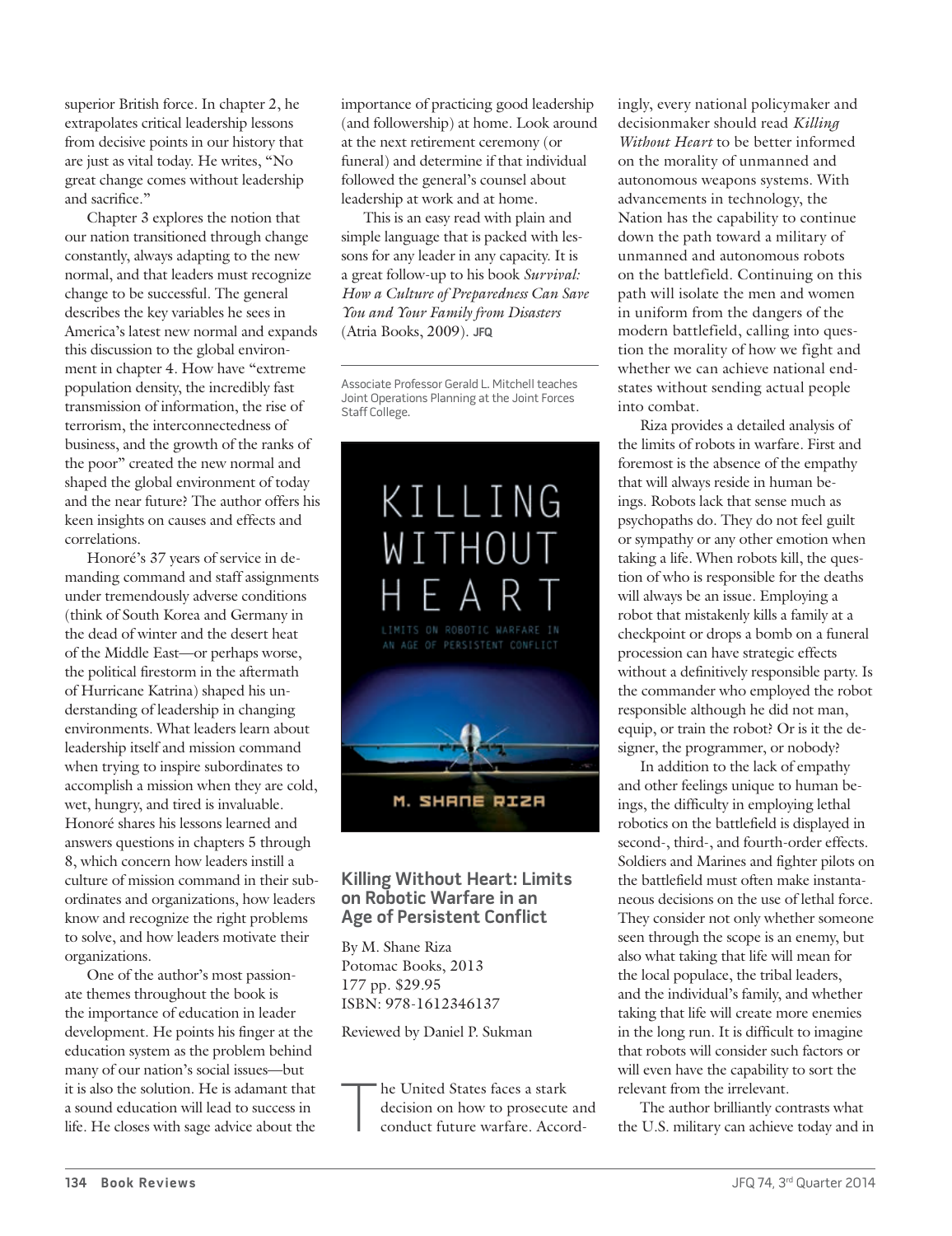superior British force. In chapter 2, he extrapolates critical leadership lessons from decisive points in our history that are just as vital today. He writes, "No great change comes without leadership and sacrifice."

Chapter 3 explores the notion that our nation transitioned through change constantly, always adapting to the new normal, and that leaders must recognize change to be successful. The general describes the key variables he sees in America's latest new normal and expands this discussion to the global environment in chapter 4. How have "extreme population density, the incredibly fast transmission of information, the rise of terrorism, the interconnectedness of business, and the growth of the ranks of the poor" created the new normal and shaped the global environment of today and the near future? The author offers his keen insights on causes and effects and correlations.

Honoré's 37 years of service in demanding command and staff assignments under tremendously adverse conditions (think of South Korea and Germany in the dead of winter and the desert heat of the Middle East—or perhaps worse, the political firestorm in the aftermath of Hurricane Katrina) shaped his understanding of leadership in changing environments. What leaders learn about leadership itself and mission command when trying to inspire subordinates to accomplish a mission when they are cold, wet, hungry, and tired is invaluable. Honoré shares his lessons learned and answers questions in chapters 5 through 8, which concern how leaders instill a culture of mission command in their subordinates and organizations, how leaders know and recognize the right problems to solve, and how leaders motivate their organizations.

One of the author's most passionate themes throughout the book is the importance of education in leader development. He points his finger at the education system as the problem behind many of our nation's social issues—but it is also the solution. He is adamant that a sound education will lead to success in life. He closes with sage advice about the importance of practicing good leadership (and followership) at home. Look around at the next retirement ceremony (or funeral) and determine if that individual followed the general's counsel about leadership at work and at home.

This is an easy read with plain and simple language that is packed with lessons for any leader in any capacity. It is a great follow-up to his book *Survival: How a Culture of Preparedness Can Save You and Your Family from Disasters* (Atria Books, 2009). **JFQ**

---

Associate Professor Gerald L. Mitchell teaches Joint Operations Planning at the Joint Forces Staff College.

## Killing Without Heart: Limits on Robotic Warfare in an Age of Persistent Conflict

By M. Shane Riza
Potomac Books, 2013
177 pp. $29.95
ISBN: 978-1612346137

Reviewed by Daniel P. Sukman

The United States faces a stark decision on how to prosecute and conduct future warfare. Accordingly, every national policymaker and decisionmaker should read *Killing Without Heart* to be better informed on the morality of unmanned and autonomous weapons systems. With advancements in technology, the Nation has the capability to continue down the path toward a military of unmanned and autonomous robots on the battlefield. Continuing on this path will isolate the men and women in uniform from the dangers of the modern battlefield, calling into question the morality of how we fight and whether we can achieve national endstates without sending actual people into combat.

Riza provides a detailed analysis of the limits of robots in warfare. First and foremost is the absence of the empathy that will always reside in human beings. Robots lack that sense much as psychopaths do. They do not feel guilt or sympathy or any other emotion when taking a life. When robots kill, the question of who is responsible for the deaths will always be an issue. Employing a robot that mistakenly kills a family at a checkpoint or drops a bomb on a funeral procession can have strategic effects without a definitively responsible party. Is the commander who employed the robot responsible although he did not man, equip, or train the robot? Or is it the designer, the programmer, or nobody?

In addition to the lack of empathy and other feelings unique to human beings, the difficulty in employing lethal robotics on the battlefield is displayed in second-, third-, and fourth-order effects. Soldiers and Marines and fighter pilots on the battlefield must often make instantaneous decisions on the use of lethal force. They consider not only whether someone seen through the scope is an enemy, but also what taking that life will mean for the local populace, the tribal leaders, and the individual's family, and whether taking that life will create more enemies in the long run. It is difficult to imagine that robots will consider such factors or will even have the capability to sort the relevant from the irrelevant.

The author brilliantly contrasts what the U.S. military can achieve today and in